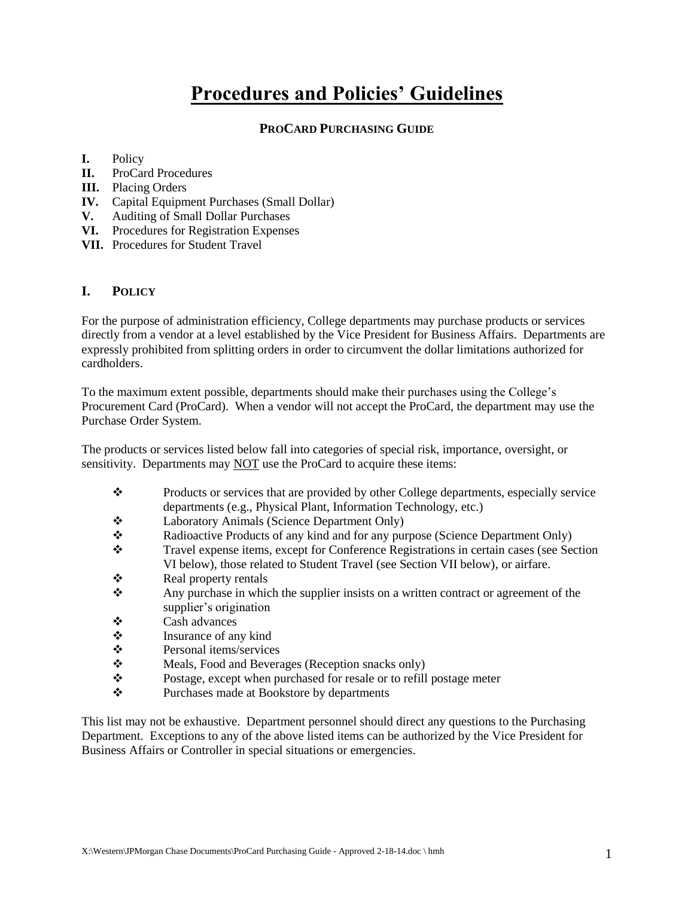# Procedures and Policies' Guidelines

## PROCARD PURCHASING GUIDE

**I.** Policy
**II.** ProCard Procedures
**III.** Placing Orders
**IV.** Capital Equipment Purchases (Small Dollar)
**V.** Auditing of Small Dollar Purchases
**VI.** Procedures for Registration Expenses
**VII.** Procedures for Student Travel

## I. POLICY

For the purpose of administration efficiency, College departments may purchase products or services directly from a vendor at a level established by the Vice President for Business Affairs. Departments are expressly prohibited from splitting orders in order to circumvent the dollar limitations authorized for cardholders.

To the maximum extent possible, departments should make their purchases using the College's Procurement Card (ProCard). When a vendor will not accept the ProCard, the department may use the Purchase Order System.

The products or services listed below fall into categories of special risk, importance, oversight, or sensitivity. Departments may <u>NOT</u> use the ProCard to acquire these items:

- Products or services that are provided by other College departments, especially service departments (e.g., Physical Plant, Information Technology, etc.)
- Laboratory Animals (Science Department Only)
- Radioactive Products of any kind and for any purpose (Science Department Only)
- Travel expense items, except for Conference Registrations in certain cases (see Section VI below), those related to Student Travel (see Section VII below), or airfare.
- Real property rentals
- Any purchase in which the supplier insists on a written contract or agreement of the supplier's origination
- Cash advances
- Insurance of any kind
- Personal items/services
- Meals, Food and Beverages (Reception snacks only)
- Postage, except when purchased for resale or to refill postage meter
- Purchases made at Bookstore by departments

This list may not be exhaustive. Department personnel should direct any questions to the Purchasing Department. Exceptions to any of the above listed items can be authorized by the Vice President for Business Affairs or Controller in special situations or emergencies.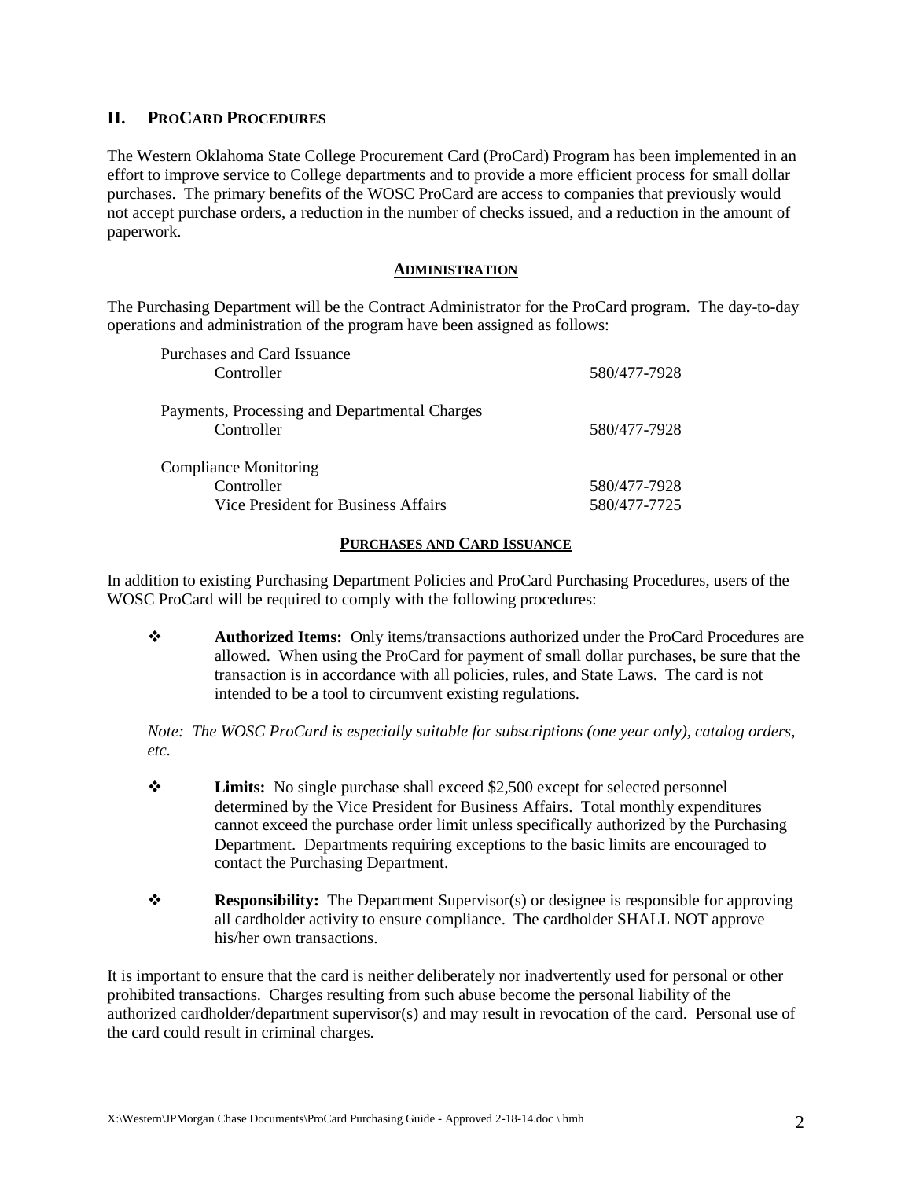## II. PROCARD PROCEDURES

The Western Oklahoma State College Procurement Card (ProCard) Program has been implemented in an effort to improve service to College departments and to provide a more efficient process for small dollar purchases. The primary benefits of the WOSC ProCard are access to companies that previously would not accept purchase orders, a reduction in the number of checks issued, and a reduction in the amount of paperwork.

### ADMINISTRATION

The Purchasing Department will be the Contract Administrator for the ProCard program. The day-to-day operations and administration of the program have been assigned as follows:

| | |
|---|---|
| Purchases and Card Issuance | |
| Controller | 580/477-7928 |
| Payments, Processing and Departmental Charges | |
| Controller | 580/477-7928 |
| Compliance Monitoring | |
| Controller | 580/477-7928 |
| Vice President for Business Affairs | 580/477-7725 |

### PURCHASES AND CARD ISSUANCE

In addition to existing Purchasing Department Policies and ProCard Purchasing Procedures, users of the WOSC ProCard will be required to comply with the following procedures:

- **Authorized Items:** Only items/transactions authorized under the ProCard Procedures are allowed. When using the ProCard for payment of small dollar purchases, be sure that the transaction is in accordance with all policies, rules, and State Laws. The card is not intended to be a tool to circumvent existing regulations.

*Note: The WOSC ProCard is especially suitable for subscriptions (one year only), catalog orders, etc.*

- **Limits:** No single purchase shall exceed $2,500 except for selected personnel determined by the Vice President for Business Affairs. Total monthly expenditures cannot exceed the purchase order limit unless specifically authorized by the Purchasing Department. Departments requiring exceptions to the basic limits are encouraged to contact the Purchasing Department.

- **Responsibility:** The Department Supervisor(s) or designee is responsible for approving all cardholder activity to ensure compliance. The cardholder SHALL NOT approve his/her own transactions.

It is important to ensure that the card is neither deliberately nor inadvertently used for personal or other prohibited transactions. Charges resulting from such abuse become the personal liability of the authorized cardholder/department supervisor(s) and may result in revocation of the card. Personal use of the card could result in criminal charges.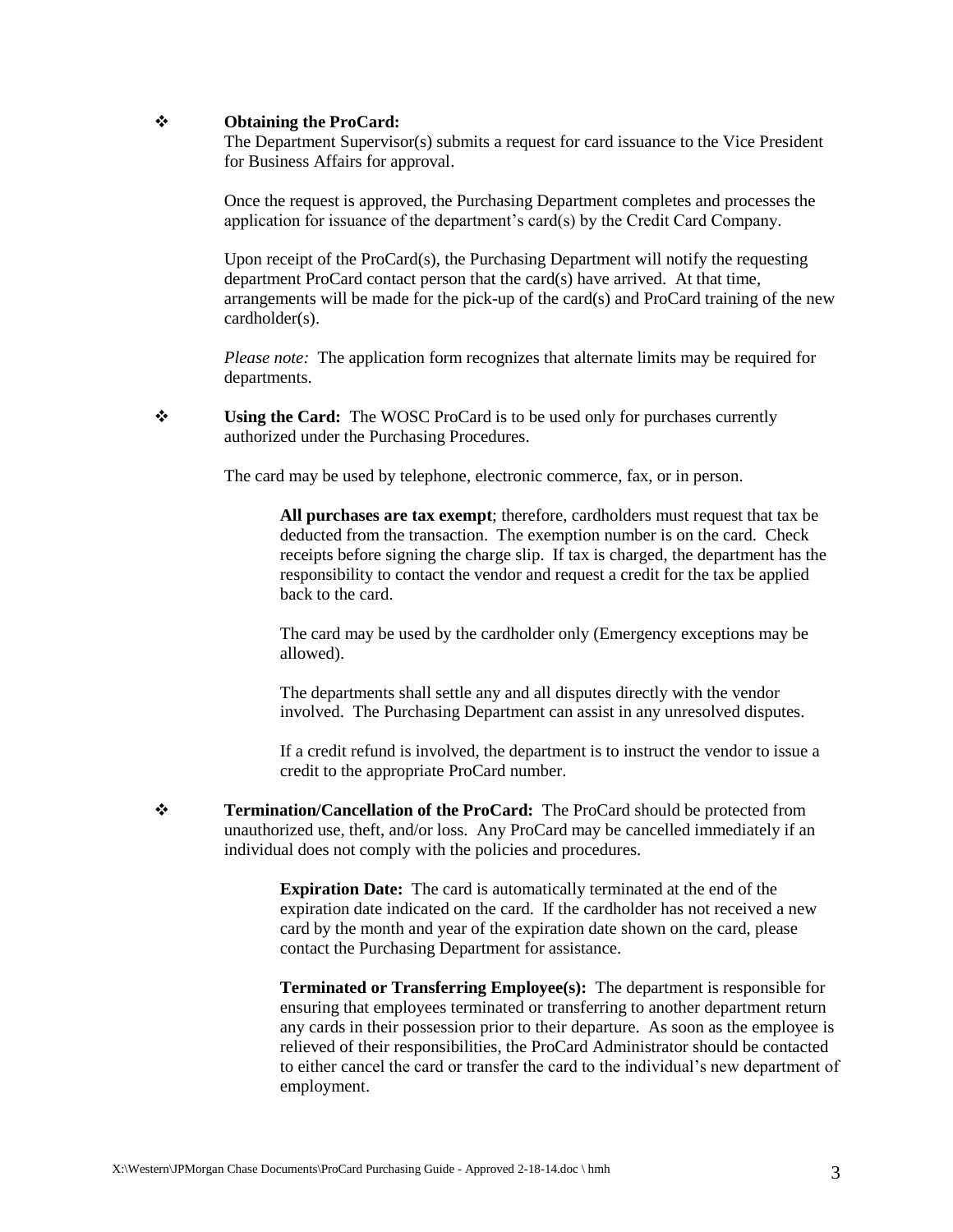- **Obtaining the ProCard:**
  The Department Supervisor(s) submits a request for card issuance to the Vice President for Business Affairs for approval.

  Once the request is approved, the Purchasing Department completes and processes the application for issuance of the department's card(s) by the Credit Card Company.

  Upon receipt of the ProCard(s), the Purchasing Department will notify the requesting department ProCard contact person that the card(s) have arrived. At that time, arrangements will be made for the pick-up of the card(s) and ProCard training of the new cardholder(s).

  *Please note:* The application form recognizes that alternate limits may be required for departments.

- **Using the Card:** The WOSC ProCard is to be used only for purchases currently authorized under the Purchasing Procedures.

  The card may be used by telephone, electronic commerce, fax, or in person.

  > **All purchases are tax exempt**; therefore, cardholders must request that tax be deducted from the transaction. The exemption number is on the card. Check receipts before signing the charge slip. If tax is charged, the department has the responsibility to contact the vendor and request a credit for the tax be applied back to the card.
  >
  > The card may be used by the cardholder only (Emergency exceptions may be allowed).
  >
  > The departments shall settle any and all disputes directly with the vendor involved. The Purchasing Department can assist in any unresolved disputes.
  >
  > If a credit refund is involved, the department is to instruct the vendor to issue a credit to the appropriate ProCard number.

- **Termination/Cancellation of the ProCard:** The ProCard should be protected from unauthorized use, theft, and/or loss. Any ProCard may be cancelled immediately if an individual does not comply with the policies and procedures.

  > **Expiration Date:** The card is automatically terminated at the end of the expiration date indicated on the card. If the cardholder has not received a new card by the month and year of the expiration date shown on the card, please contact the Purchasing Department for assistance.
  >
  > **Terminated or Transferring Employee(s):** The department is responsible for ensuring that employees terminated or transferring to another department return any cards in their possession prior to their departure. As soon as the employee is relieved of their responsibilities, the ProCard Administrator should be contacted to either cancel the card or transfer the card to the individual's new department of employment.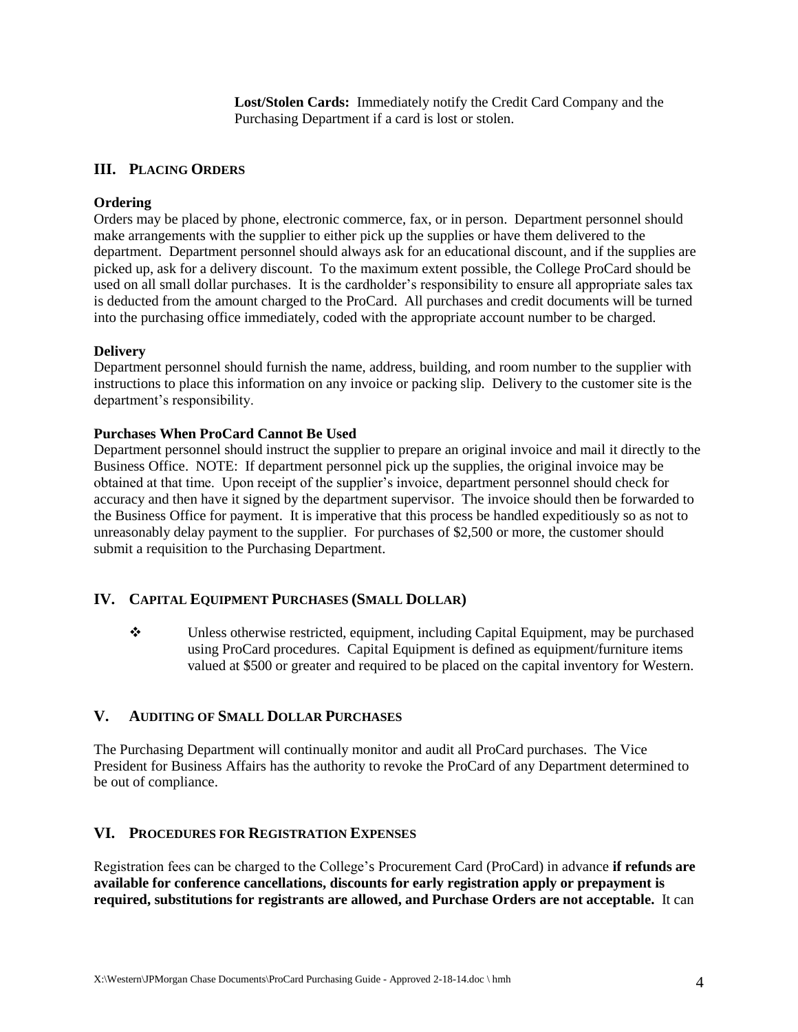**Lost/Stolen Cards:** Immediately notify the Credit Card Company and the Purchasing Department if a card is lost or stolen.

## III. PLACING ORDERS

**Ordering**

Orders may be placed by phone, electronic commerce, fax, or in person. Department personnel should make arrangements with the supplier to either pick up the supplies or have them delivered to the department. Department personnel should always ask for an educational discount, and if the supplies are picked up, ask for a delivery discount. To the maximum extent possible, the College ProCard should be used on all small dollar purchases. It is the cardholder's responsibility to ensure all appropriate sales tax is deducted from the amount charged to the ProCard. All purchases and credit documents will be turned into the purchasing office immediately, coded with the appropriate account number to be charged.

**Delivery**

Department personnel should furnish the name, address, building, and room number to the supplier with instructions to place this information on any invoice or packing slip. Delivery to the customer site is the department's responsibility.

**Purchases When ProCard Cannot Be Used**

Department personnel should instruct the supplier to prepare an original invoice and mail it directly to the Business Office. NOTE: If department personnel pick up the supplies, the original invoice may be obtained at that time. Upon receipt of the supplier's invoice, department personnel should check for accuracy and then have it signed by the department supervisor. The invoice should then be forwarded to the Business Office for payment. It is imperative that this process be handled expeditiously so as not to unreasonably delay payment to the supplier. For purchases of $2,500 or more, the customer should submit a requisition to the Purchasing Department.

## IV. CAPITAL EQUIPMENT PURCHASES (SMALL DOLLAR)

- Unless otherwise restricted, equipment, including Capital Equipment, may be purchased using ProCard procedures. Capital Equipment is defined as equipment/furniture items valued at $500 or greater and required to be placed on the capital inventory for Western.

## V. AUDITING OF SMALL DOLLAR PURCHASES

The Purchasing Department will continually monitor and audit all ProCard purchases. The Vice President for Business Affairs has the authority to revoke the ProCard of any Department determined to be out of compliance.

## VI. PROCEDURES FOR REGISTRATION EXPENSES

Registration fees can be charged to the College's Procurement Card (ProCard) in advance **if refunds are available for conference cancellations, discounts for early registration apply or prepayment is required, substitutions for registrants are allowed, and Purchase Orders are not acceptable.** It can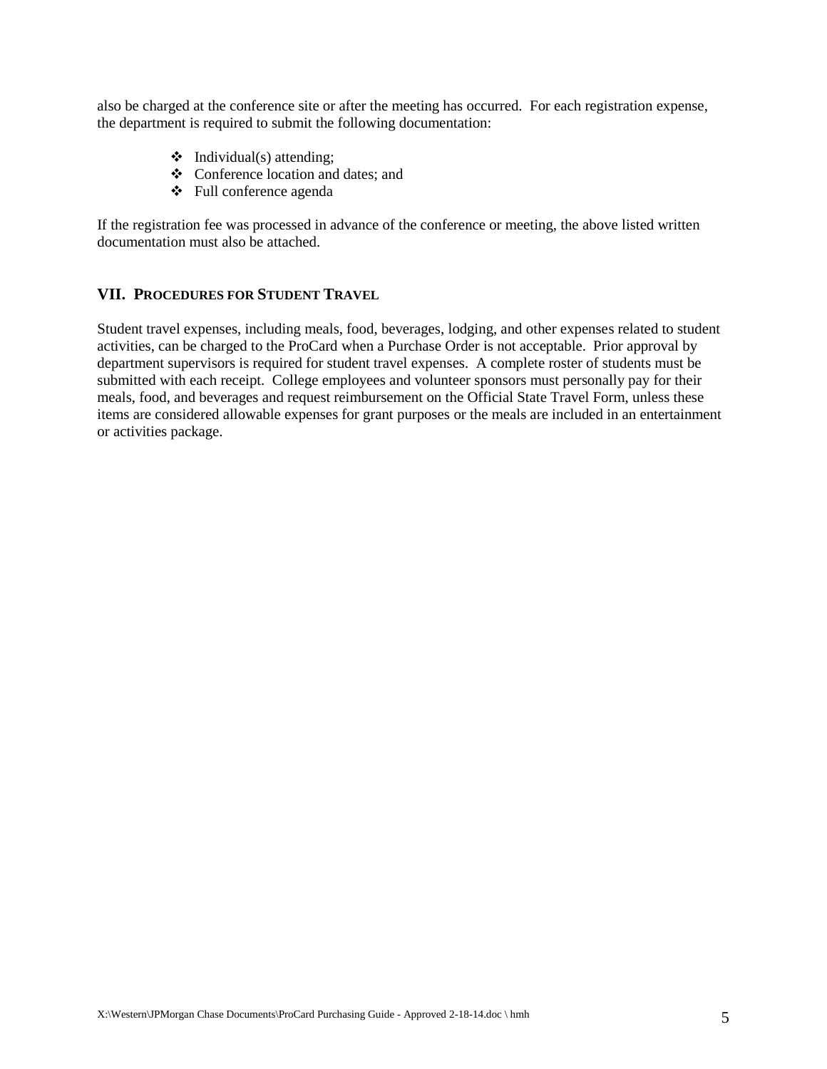also be charged at the conference site or after the meeting has occurred. For each registration expense, the department is required to submit the following documentation:

- Individual(s) attending;
- Conference location and dates; and
- Full conference agenda

If the registration fee was processed in advance of the conference or meeting, the above listed written documentation must also be attached.

## VII. PROCEDURES FOR STUDENT TRAVEL

Student travel expenses, including meals, food, beverages, lodging, and other expenses related to student activities, can be charged to the ProCard when a Purchase Order is not acceptable. Prior approval by department supervisors is required for student travel expenses. A complete roster of students must be submitted with each receipt. College employees and volunteer sponsors must personally pay for their meals, food, and beverages and request reimbursement on the Official State Travel Form, unless these items are considered allowable expenses for grant purposes or the meals are included in an entertainment or activities package.